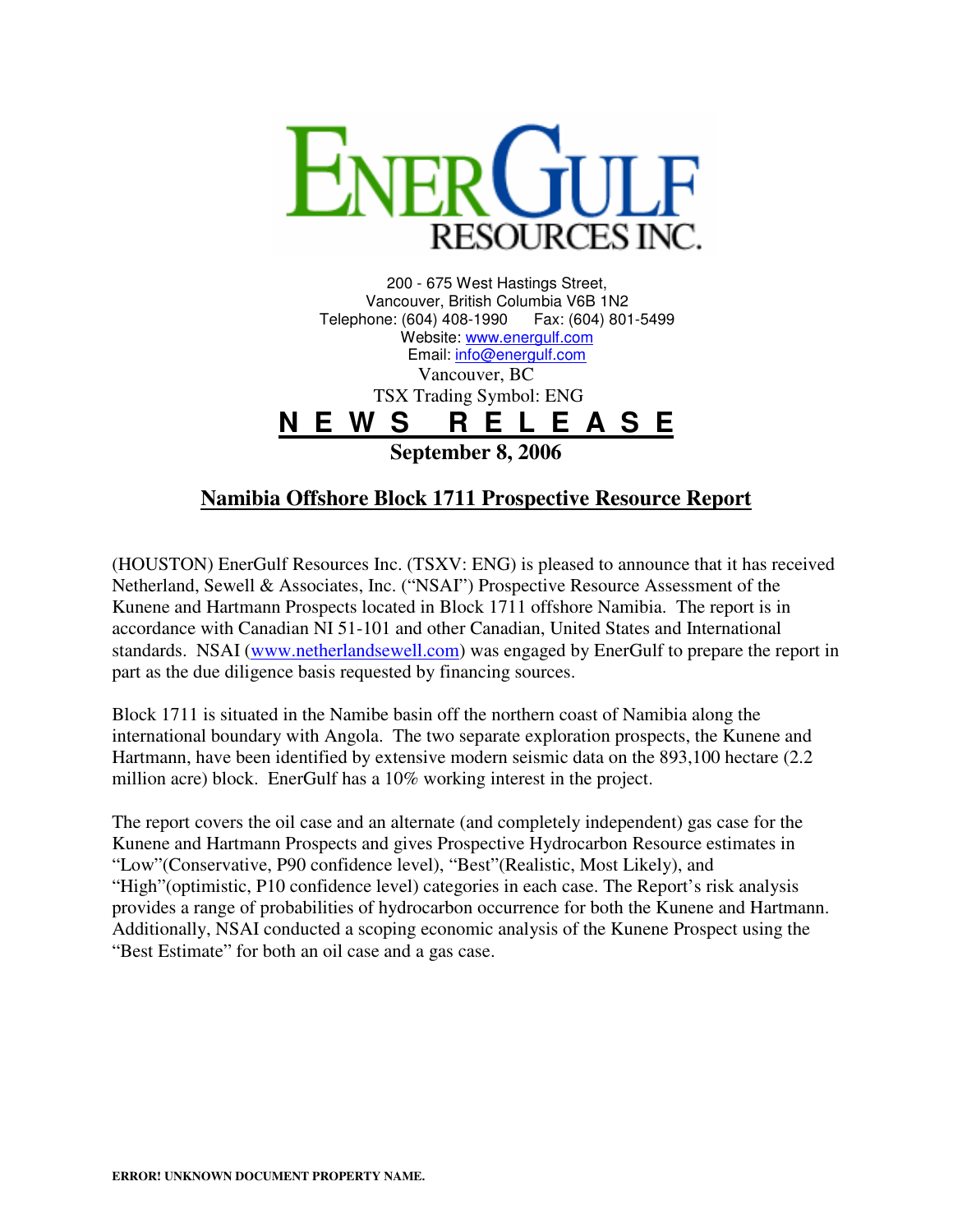# ENERGULF RESOURCES INC.

200 - 675 West Hastings Street,
Vancouver, British Columbia V6B 1N2
Telephone: (604) 408-1990 Fax: (604) 801-5499
Website: www.energulf.com
Email: info@energulf.com
Vancouver, BC
TSX Trading Symbol: ENG

**N E W S R E L E A S E**

**September 8, 2006**

## Namibia Offshore Block 1711 Prospective Resource Report

(HOUSTON) EnerGulf Resources Inc. (TSXV: ENG) is pleased to announce that it has received Netherland, Sewell & Associates, Inc. ("NSAI") Prospective Resource Assessment of the Kunene and Hartmann Prospects located in Block 1711 offshore Namibia. The report is in accordance with Canadian NI 51-101 and other Canadian, United States and International standards. NSAI (www.netherlandsewell.com) was engaged by EnerGulf to prepare the report in part as the due diligence basis requested by financing sources.

Block 1711 is situated in the Namibe basin off the northern coast of Namibia along the international boundary with Angola. The two separate exploration prospects, the Kunene and Hartmann, have been identified by extensive modern seismic data on the 893,100 hectare (2.2 million acre) block. EnerGulf has a 10% working interest in the project.

The report covers the oil case and an alternate (and completely independent) gas case for the Kunene and Hartmann Prospects and gives Prospective Hydrocarbon Resource estimates in "Low"(Conservative, P90 confidence level), "Best"(Realistic, Most Likely), and "High"(optimistic, P10 confidence level) categories in each case. The Report's risk analysis provides a range of probabilities of hydrocarbon occurrence for both the Kunene and Hartmann. Additionally, NSAI conducted a scoping economic analysis of the Kunene Prospect using the "Best Estimate" for both an oil case and a gas case.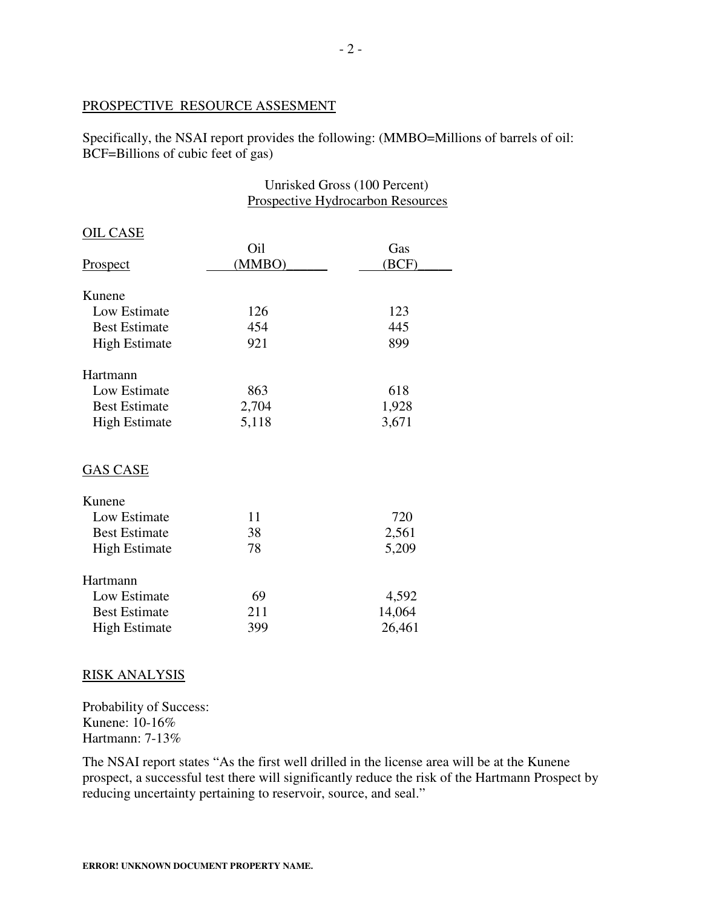## PROSPECTIVE RESOURCE ASSESMENT

Specifically, the NSAI report provides the following: (MMBO=Millions of barrels of oil: BCF=Billions of cubic feet of gas)

Unrisked Gross (100 Percent)
Prospective Hydrocarbon Resources

| Prospect | Oil (MMBO) | Gas (BCF) |
|---|---|---|
| **OIL CASE** | | |
| Kunene | | |
| Low Estimate | 126 | 123 |
| Best Estimate | 454 | 445 |
| High Estimate | 921 | 899 |
| Hartmann | | |
| Low Estimate | 863 | 618 |
| Best Estimate | 2,704 | 1,928 |
| High Estimate | 5,118 | 3,671 |
| **GAS CASE** | | |
| Kunene | | |
| Low Estimate | 11 | 720 |
| Best Estimate | 38 | 2,561 |
| High Estimate | 78 | 5,209 |
| Hartmann | | |
| Low Estimate | 69 | 4,592 |
| Best Estimate | 211 | 14,064 |
| High Estimate | 399 | 26,461 |

## RISK ANALYSIS

Probability of Success:
Kunene: 10-16%
Hartmann: 7-13%

The NSAI report states "As the first well drilled in the license area will be at the Kunene prospect, a successful test there will significantly reduce the risk of the Hartmann Prospect by reducing uncertainty pertaining to reservoir, source, and seal."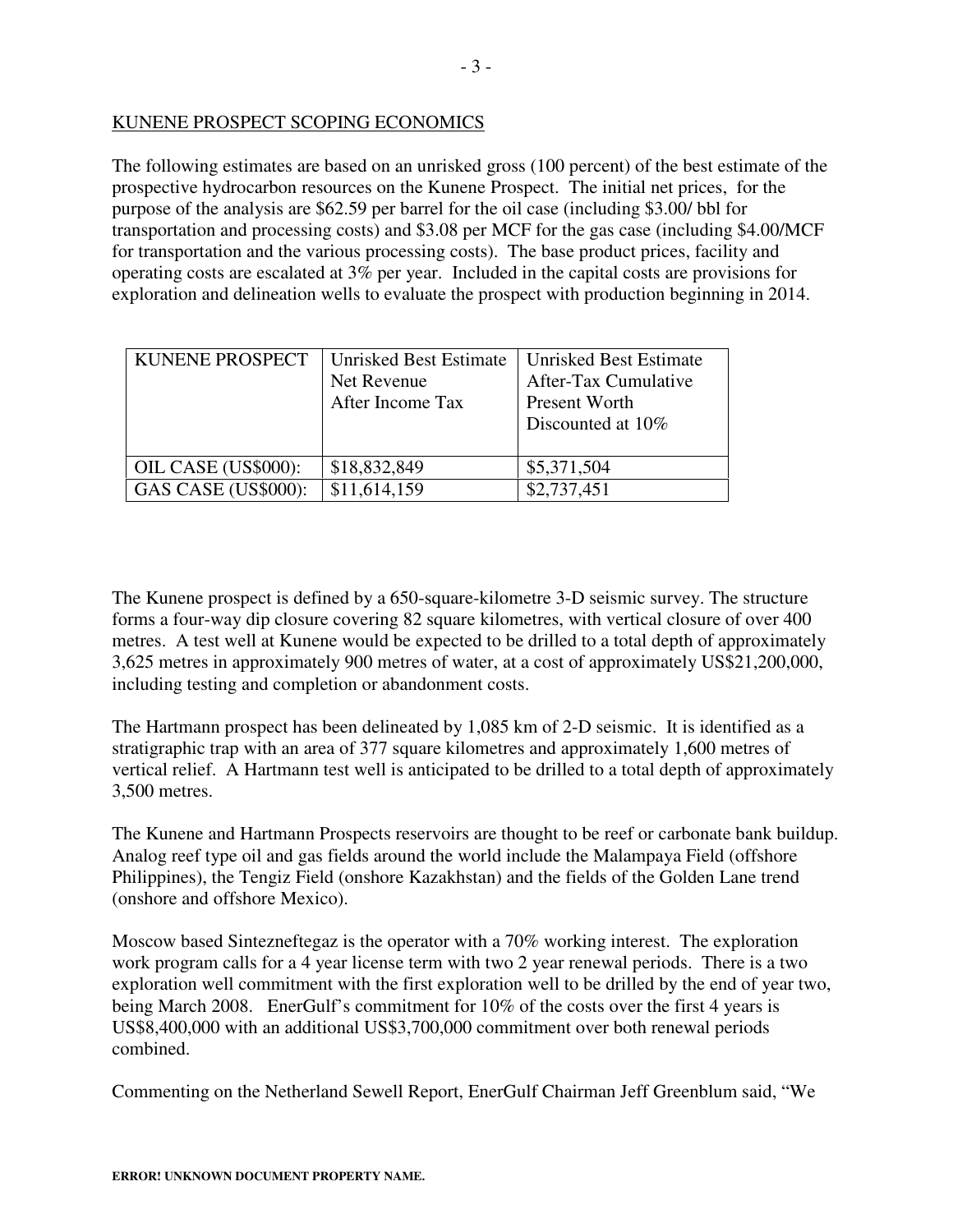KUNENE PROSPECT SCOPING ECONOMICS

The following estimates are based on an unrisked gross (100 percent) of the best estimate of the prospective hydrocarbon resources on the Kunene Prospect. The initial net prices, for the purpose of the analysis are $62.59 per barrel for the oil case (including $3.00/ bbl for transportation and processing costs) and $3.08 per MCF for the gas case (including $4.00/MCF for transportation and the various processing costs). The base product prices, facility and operating costs are escalated at 3% per year. Included in the capital costs are provisions for exploration and delineation wells to evaluate the prospect with production beginning in 2014.

| KUNENE PROSPECT | Unrisked Best Estimate Net Revenue After Income Tax | Unrisked Best Estimate After-Tax Cumulative Present Worth Discounted at 10% |
|---|---|---|
| OIL CASE (US$000): | $18,832,849 | $5,371,504 |
| GAS CASE (US$000): | $11,614,159 | $2,737,451 |

The Kunene prospect is defined by a 650-square-kilometre 3-D seismic survey. The structure forms a four-way dip closure covering 82 square kilometres, with vertical closure of over 400 metres. A test well at Kunene would be expected to be drilled to a total depth of approximately 3,625 metres in approximately 900 metres of water, at a cost of approximately US$21,200,000, including testing and completion or abandonment costs.

The Hartmann prospect has been delineated by 1,085 km of 2-D seismic. It is identified as a stratigraphic trap with an area of 377 square kilometres and approximately 1,600 metres of vertical relief. A Hartmann test well is anticipated to be drilled to a total depth of approximately 3,500 metres.

The Kunene and Hartmann Prospects reservoirs are thought to be reef or carbonate bank buildup. Analog reef type oil and gas fields around the world include the Malampaya Field (offshore Philippines), the Tengiz Field (onshore Kazakhstan) and the fields of the Golden Lane trend (onshore and offshore Mexico).

Moscow based Sintezneftegaz is the operator with a 70% working interest. The exploration work program calls for a 4 year license term with two 2 year renewal periods. There is a two exploration well commitment with the first exploration well to be drilled by the end of year two, being March 2008. EnerGulf's commitment for 10% of the costs over the first 4 years is US$8,400,000 with an additional US$3,700,000 commitment over both renewal periods combined.

Commenting on the Netherland Sewell Report, EnerGulf Chairman Jeff Greenblum said, "We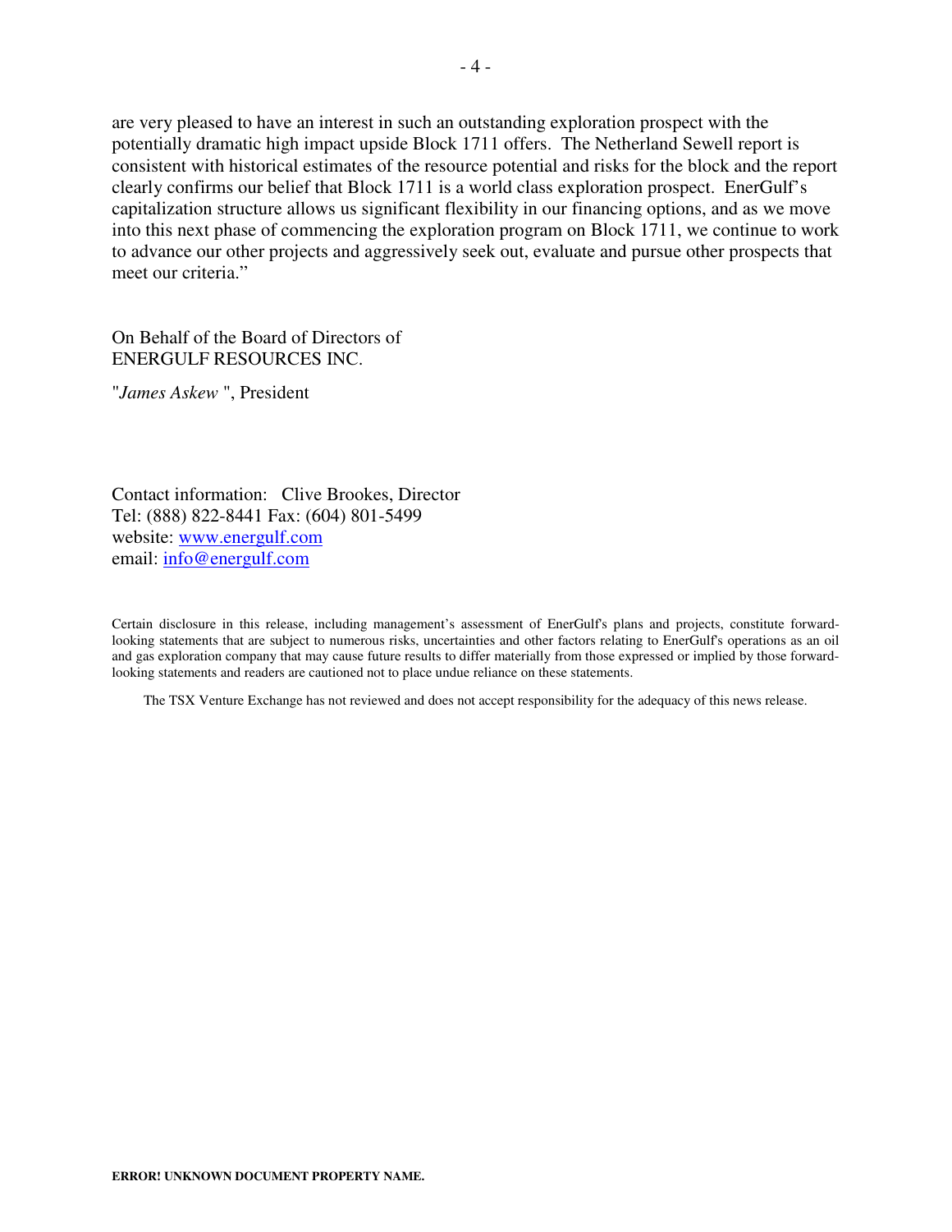are very pleased to have an interest in such an outstanding exploration prospect with the potentially dramatic high impact upside Block 1711 offers. The Netherland Sewell report is consistent with historical estimates of the resource potential and risks for the block and the report clearly confirms our belief that Block 1711 is a world class exploration prospect. EnerGulf's capitalization structure allows us significant flexibility in our financing options, and as we move into this next phase of commencing the exploration program on Block 1711, we continue to work to advance our other projects and aggressively seek out, evaluate and pursue other prospects that meet our criteria."

On Behalf of the Board of Directors of
ENERGULF RESOURCES INC.

"*James Askew* ", President

Contact information: Clive Brookes, Director
Tel: (888) 822-8441 Fax: (604) 801-5499
website: www.energulf.com
email: info@energulf.com

Certain disclosure in this release, including management's assessment of EnerGulf's plans and projects, constitute forward-looking statements that are subject to numerous risks, uncertainties and other factors relating to EnerGulf's operations as an oil and gas exploration company that may cause future results to differ materially from those expressed or implied by those forward-looking statements and readers are cautioned not to place undue reliance on these statements.

The TSX Venture Exchange has not reviewed and does not accept responsibility for the adequacy of this news release.

**ERROR! UNKNOWN DOCUMENT PROPERTY NAME.**